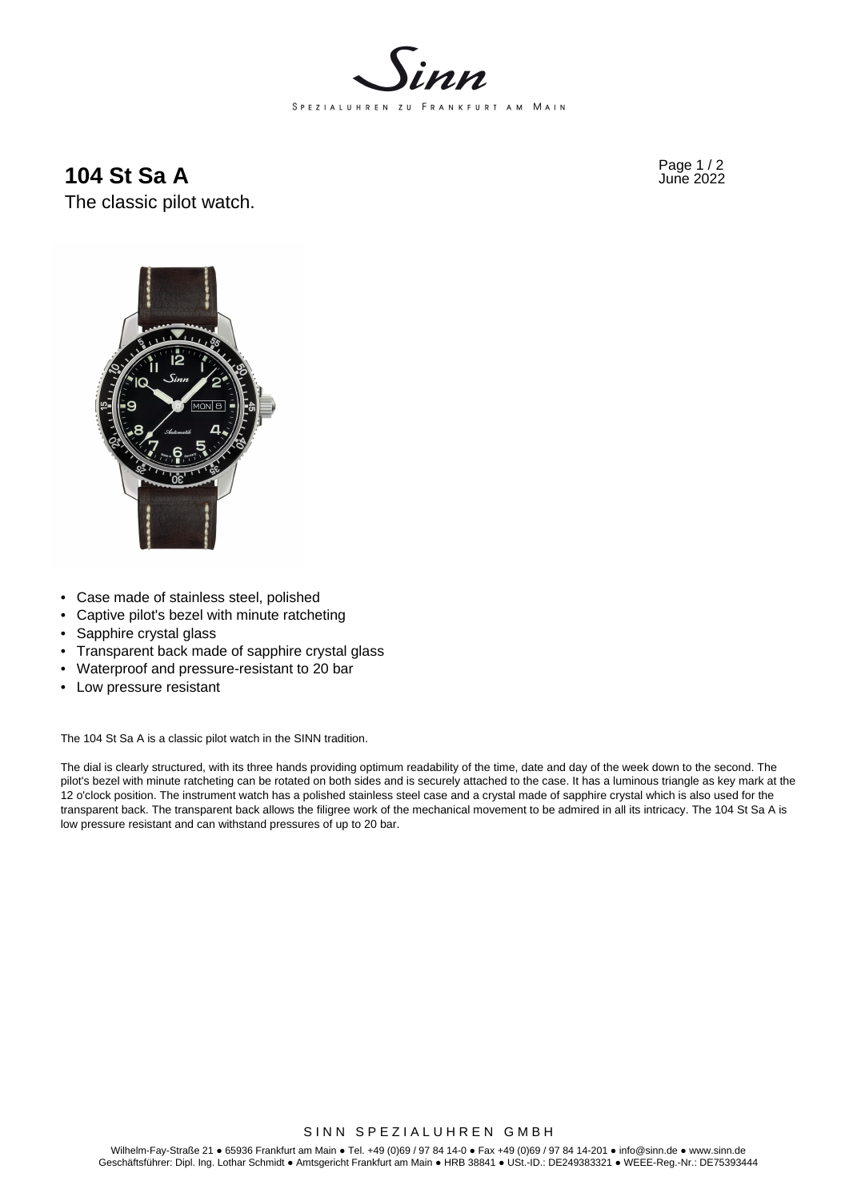# 104 St Sa A

The classic pilot watch.

- Case made of stainless steel, polished
- Captive pilot's bezel with minute ratcheting
- Sapphire crystal glass
- Transparent back made of sapphire crystal glass
- Waterproof and pressure-resistant to 20 bar
- Low pressure resistant

The 104 St Sa A is a classic pilot watch in the SINN tradition.

The dial is clearly structured, with its three hands providing optimum readability of the time, date and day of the week down to the second. The pilot's bezel with minute ratcheting can be rotated on both sides and is securely attached to the case. It has a luminous triangle as key mark at the 12 o'clock position. The instrument watch has a polished stainless steel case and a crystal made of sapphire crystal which is also used for the transparent back. The transparent back allows the filigree work of the mechanical movement to be admired in all its intricacy. The 104 St Sa A is low pressure resistant and can withstand pressures of up to 20 bar.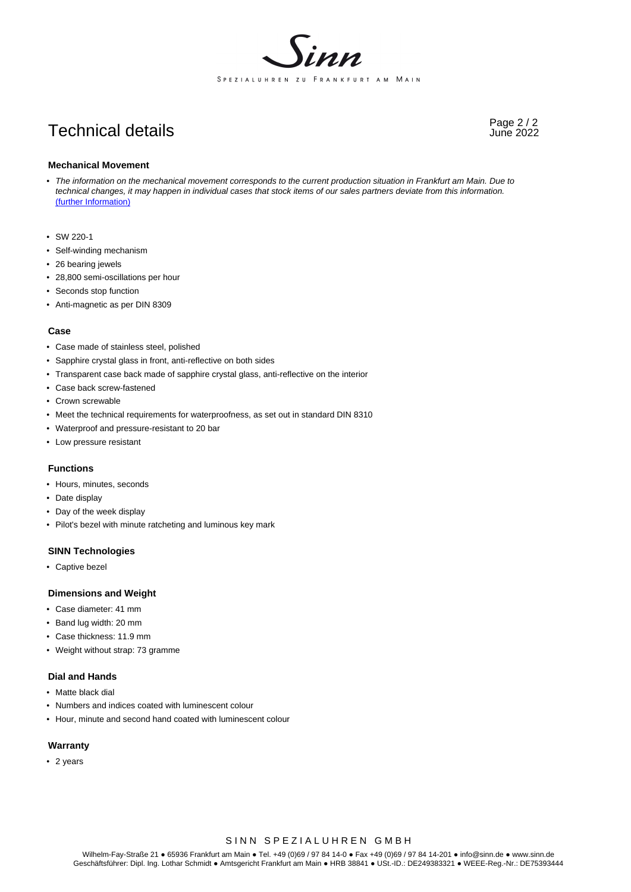# Technical details

June 2022

### Mechanical Movement

- *The information on the mechanical movement corresponds to the current production situation in Frankfurt am Main. Due to technical changes, it may happen in individual cases that stock items of our sales partners deviate from this information.* [(further Information)]

- SW 220-1
- Self-winding mechanism
- 26 bearing jewels
- 28,800 semi-oscillations per hour
- Seconds stop function
- Anti-magnetic as per DIN 8309

### Case

- Case made of stainless steel, polished
- Sapphire crystal glass in front, anti-reflective on both sides
- Transparent case back made of sapphire crystal glass, anti-reflective on the interior
- Case back screw-fastened
- Crown screwable
- Meet the technical requirements for waterproofness, as set out in standard DIN 8310
- Waterproof and pressure-resistant to 20 bar
- Low pressure resistant

### Functions

- Hours, minutes, seconds
- Date display
- Day of the week display
- Pilot's bezel with minute ratcheting and luminous key mark

### SINN Technologies

- Captive bezel

### Dimensions and Weight

- Case diameter: 41 mm
- Band lug width: 20 mm
- Case thickness: 11.9 mm
- Weight without strap: 73 gramme

### Dial and Hands

- Matte black dial
- Numbers and indices coated with luminescent colour
- Hour, minute and second hand coated with luminescent colour

### Warranty

- 2 years

SINN SPEZIALUHREN GMBH

Wilhelm-Fay-Straße 21 ● 65936 Frankfurt am Main ● Tel. +49 (0)69 / 97 84 14-0 ● Fax +49 (0)69 / 97 84 14-201 ● info@sinn.de ● www.sinn.de
Geschäftsführer: Dipl. Ing. Lothar Schmidt ● Amtsgericht Frankfurt am Main ● HRB 38841 ● USt.-ID.: DE249383321 ● WEEE-Reg.-Nr.: DE75393444